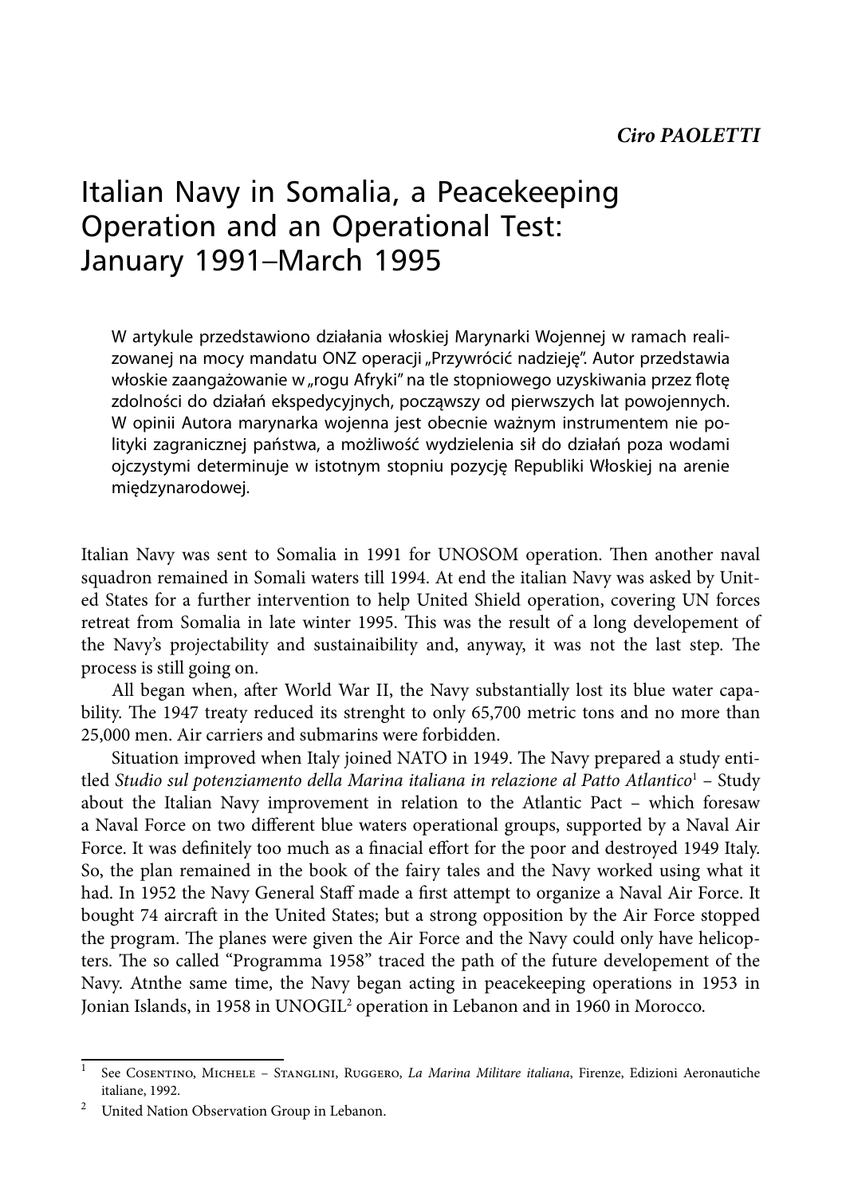***Ciro PAOLETTI***

# Italian Navy in Somalia, a Peacekeeping Operation and an Operational Test: January 1991–March 1995

W artykule przedstawiono działania włoskiej Marynarki Wojennej w ramach realizowanej na mocy mandatu ONZ operacji „Przywrócić nadzieję". Autor przedstawia włoskie zaangażowanie w „rogu Afryki" na tle stopniowego uzyskiwania przez flotę zdolności do działań ekspedycyjnych, począwszy od pierwszych lat powojennych. W opinii Autora marynarka wojenna jest obecnie ważnym instrumentem nie polityki zagranicznej państwa, a możliwość wydzielenia sił do działań poza wodami ojczystymi determinuje w istotnym stopniu pozycję Republiki Włoskiej na arenie międzynarodowej.

Italian Navy was sent to Somalia in 1991 for UNOSOM operation. Then another naval squadron remained in Somali waters till 1994. At end the italian Navy was asked by United States for a further intervention to help United Shield operation, covering UN forces retreat from Somalia in late winter 1995. This was the result of a long developement of the Navy's projectability and sustainaibility and, anyway, it was not the last step. The process is still going on.

All began when, after World War II, the Navy substantially lost its blue water capability. The 1947 treaty reduced its strenght to only 65,700 metric tons and no more than 25,000 men. Air carriers and submarins were forbidden.

Situation improved when Italy joined NATO in 1949. The Navy prepared a study entitled *Studio sul potenziamento della Marina italiana in relazione al Patto Atlantico*[1] – Study about the Italian Navy improvement in relation to the Atlantic Pact – which foresaw a Naval Force on two different blue waters operational groups, supported by a Naval Air Force. It was definitely too much as a finacial effort for the poor and destroyed 1949 Italy. So, the plan remained in the book of the fairy tales and the Navy worked using what it had. In 1952 the Navy General Staff made a first attempt to organize a Naval Air Force. It bought 74 aircraft in the United States; but a strong opposition by the Air Force stopped the program. The planes were given the Air Force and the Navy could only have helicopters. The so called "Programma 1958" traced the path of the future developement of the Navy. Atnthe same time, the Navy began acting in peacekeeping operations in 1953 in Jonian Islands, in 1958 in UNOGIL[2] operation in Lebanon and in 1960 in Morocco.

---

[1] See Cosentino, Michele – Stanglini, Ruggero, *La Marina Militare italiana*, Firenze, Edizioni Aeronautiche italiane, 1992.

[2] United Nation Observation Group in Lebanon.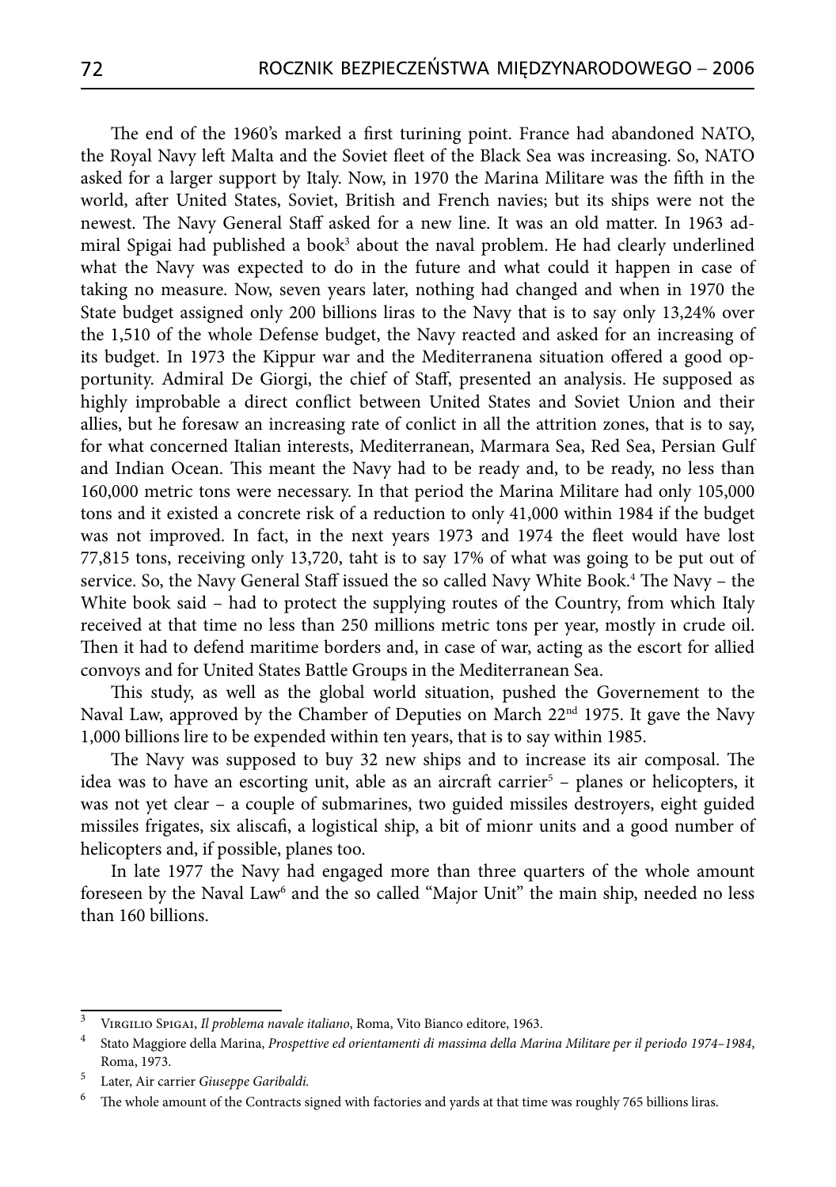The end of the 1960's marked a first turining point. France had abandoned NATO, the Royal Navy left Malta and the Soviet fleet of the Black Sea was increasing. So, NATO asked for a larger support by Italy. Now, in 1970 the Marina Militare was the fifth in the world, after United States, Soviet, British and French navies; but its ships were not the newest. The Navy General Staff asked for a new line. It was an old matter. In 1963 admiral Spigai had published a book[3] about the naval problem. He had clearly underlined what the Navy was expected to do in the future and what could it happen in case of taking no measure. Now, seven years later, nothing had changed and when in 1970 the State budget assigned only 200 billions liras to the Navy that is to say only 13,24% over the 1,510 of the whole Defense budget, the Navy reacted and asked for an increasing of its budget. In 1973 the Kippur war and the Mediterranena situation offered a good opportunity. Admiral De Giorgi, the chief of Staff, presented an analysis. He supposed as highly improbable a direct conflict between United States and Soviet Union and their allies, but he foresaw an increasing rate of conlict in all the attrition zones, that is to say, for what concerned Italian interests, Mediterranean, Marmara Sea, Red Sea, Persian Gulf and Indian Ocean. This meant the Navy had to be ready and, to be ready, no less than 160,000 metric tons were necessary. In that period the Marina Militare had only 105,000 tons and it existed a concrete risk of a reduction to only 41,000 within 1984 if the budget was not improved. In fact, in the next years 1973 and 1974 the fleet would have lost 77,815 tons, receiving only 13,720, taht is to say 17% of what was going to be put out of service. So, the Navy General Staff issued the so called Navy White Book.[4] The Navy – the White book said – had to protect the supplying routes of the Country, from which Italy received at that time no less than 250 millions metric tons per year, mostly in crude oil. Then it had to defend maritime borders and, in case of war, acting as the escort for allied convoys and for United States Battle Groups in the Mediterranean Sea.

This study, as well as the global world situation, pushed the Governement to the Naval Law, approved by the Chamber of Deputies on March 22nd 1975. It gave the Navy 1,000 billions lire to be expended within ten years, that is to say within 1985.

The Navy was supposed to buy 32 new ships and to increase its air composal. The idea was to have an escorting unit, able as an aircraft carrier[5] – planes or helicopters, it was not yet clear – a couple of submarines, two guided missiles destroyers, eight guided missiles frigates, six aliscafi, a logistical ship, a bit of mionr units and a good number of helicopters and, if possible, planes too.

In late 1977 the Navy had engaged more than three quarters of the whole amount foreseen by the Naval Law[6] and the so called "Major Unit" the main ship, needed no less than 160 billions.

---

[3] Virgilio Spigai, *Il problema navale italiano*, Roma, Vito Bianco editore, 1963.

[4] Stato Maggiore della Marina, *Prospettive ed orientamenti di massima della Marina Militare per il periodo 1974–1984*, Roma, 1973.

[5] Later, Air carrier *Giuseppe Garibaldi.*

[6] The whole amount of the Contracts signed with factories and yards at that time was roughly 765 billions liras.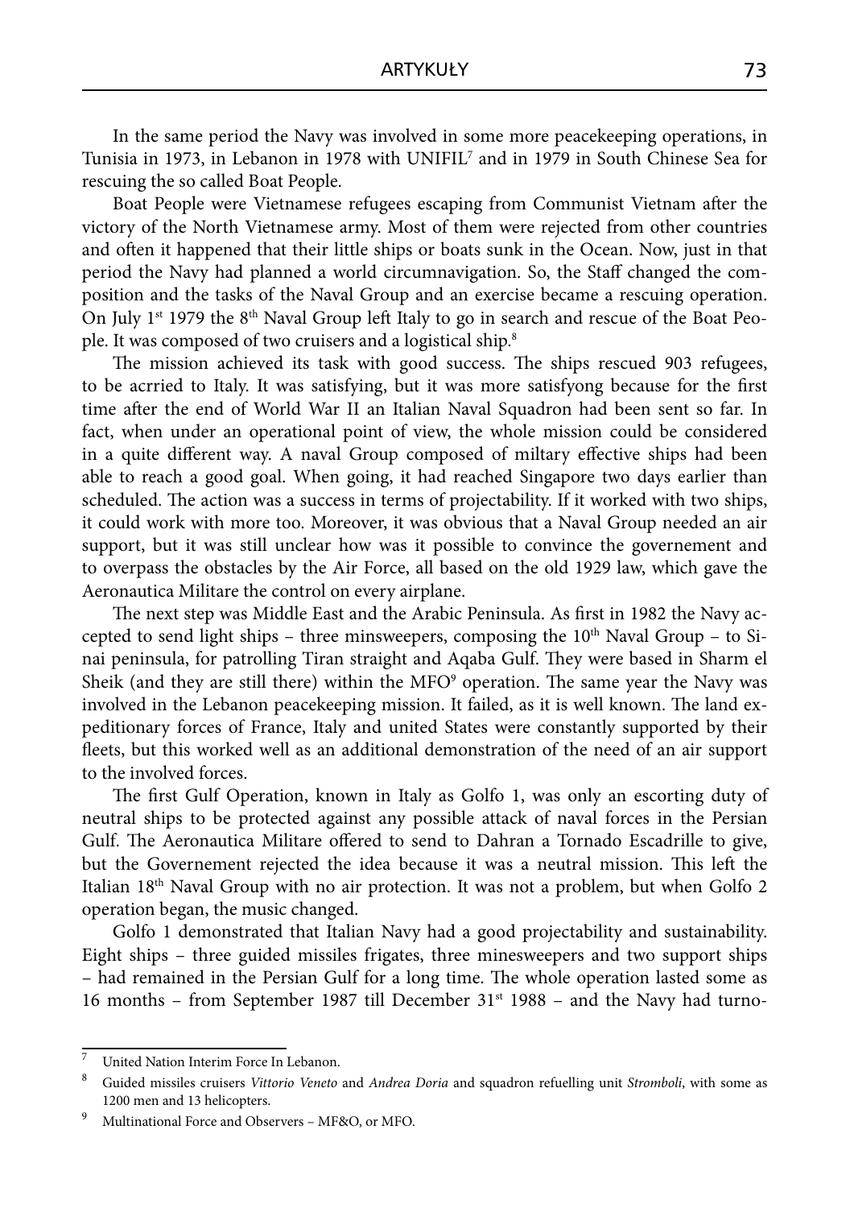In the same period the Navy was involved in some more peacekeeping operations, in Tunisia in 1973, in Lebanon in 1978 with UNIFIL[7] and in 1979 in South Chinese Sea for rescuing the so called Boat People.

Boat People were Vietnamese refugees escaping from Communist Vietnam after the victory of the North Vietnamese army. Most of them were rejected from other countries and often it happened that their little ships or boats sunk in the Ocean. Now, just in that period the Navy had planned a world circumnavigation. So, the Staff changed the composition and the tasks of the Naval Group and an exercise became a rescuing operation. On July 1st 1979 the 8th Naval Group left Italy to go in search and rescue of the Boat People. It was composed of two cruisers and a logistical ship.[8]

The mission achieved its task with good success. The ships rescued 903 refugees, to be acrried to Italy. It was satisfying, but it was more satisfyong because for the first time after the end of World War II an Italian Naval Squadron had been sent so far. In fact, when under an operational point of view, the whole mission could be considered in a quite different way. A naval Group composed of miltary effective ships had been able to reach a good goal. When going, it had reached Singapore two days earlier than scheduled. The action was a success in terms of projectability. If it worked with two ships, it could work with more too. Moreover, it was obvious that a Naval Group needed an air support, but it was still unclear how was it possible to convince the governement and to overpass the obstacles by the Air Force, all based on the old 1929 law, which gave the Aeronautica Militare the control on every airplane.

The next step was Middle East and the Arabic Peninsula. As first in 1982 the Navy accepted to send light ships – three minsweepers, composing the 10th Naval Group – to Sinai peninsula, for patrolling Tiran straight and Aqaba Gulf. They were based in Sharm el Sheik (and they are still there) within the MFO[9] operation. The same year the Navy was involved in the Lebanon peacekeeping mission. It failed, as it is well known. The land expeditionary forces of France, Italy and united States were constantly supported by their fleets, but this worked well as an additional demonstration of the need of an air support to the involved forces.

The first Gulf Operation, known in Italy as Golfo 1, was only an escorting duty of neutral ships to be protected against any possible attack of naval forces in the Persian Gulf. The Aeronautica Militare offered to send to Dahran a Tornado Escadrille to give, but the Governement rejected the idea because it was a neutral mission. This left the Italian 18th Naval Group with no air protection. It was not a problem, but when Golfo 2 operation began, the music changed.

Golfo 1 demonstrated that Italian Navy had a good projectability and sustainability. Eight ships – three guided missiles frigates, three minesweepers and two support ships – had remained in the Persian Gulf for a long time. The whole operation lasted some as 16 months – from September 1987 till December 31st 1988 – and the Navy had turno-

---

[7] United Nation Interim Force In Lebanon.

[8] Guided missiles cruisers *Vittorio Veneto* and *Andrea Doria* and squadron refuelling unit *Stromboli*, with some as 1200 men and 13 helicopters.

[9] Multinational Force and Observers – MF&O, or MFO.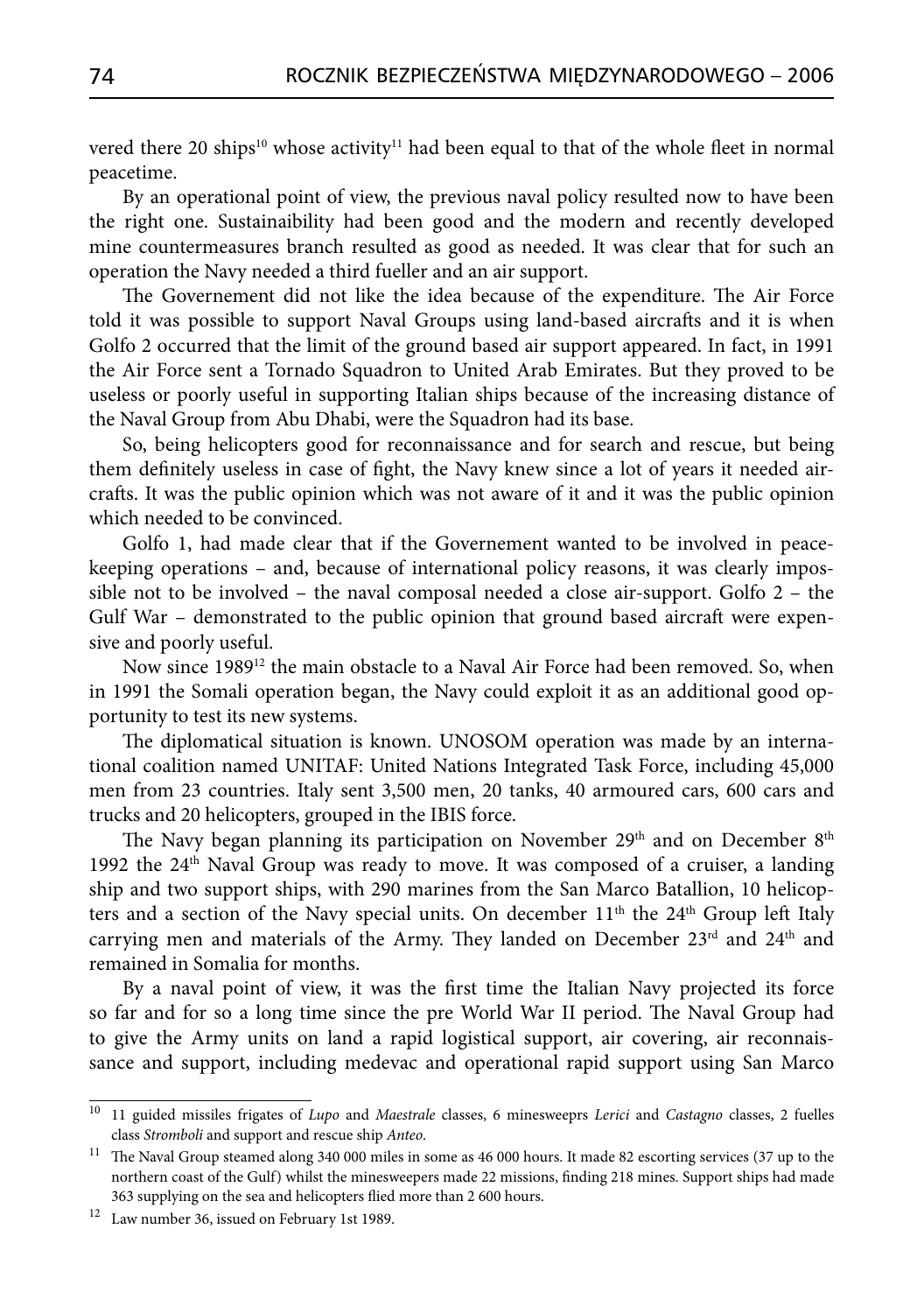vered there 20 ships[10] whose activity[11] had been equal to that of the whole fleet in normal peacetime.

By an operational point of view, the previous naval policy resulted now to have been the right one. Sustainaibility had been good and the modern and recently developed mine countermeasures branch resulted as good as needed. It was clear that for such an operation the Navy needed a third fueller and an air support.

The Governement did not like the idea because of the expenditure. The Air Force told it was possible to support Naval Groups using land-based aircrafts and it is when Golfo 2 occurred that the limit of the ground based air support appeared. In fact, in 1991 the Air Force sent a Tornado Squadron to United Arab Emirates. But they proved to be useless or poorly useful in supporting Italian ships because of the increasing distance of the Naval Group from Abu Dhabi, were the Squadron had its base.

So, being helicopters good for reconnaissance and for search and rescue, but being them definitely useless in case of fight, the Navy knew since a lot of years it needed aircrafts. It was the public opinion which was not aware of it and it was the public opinion which needed to be convinced.

Golfo 1, had made clear that if the Governement wanted to be involved in peacekeeping operations – and, because of international policy reasons, it was clearly impossible not to be involved – the naval composal needed a close air-support. Golfo 2 – the Gulf War – demonstrated to the public opinion that ground based aircraft were expensive and poorly useful.

Now since 1989[12] the main obstacle to a Naval Air Force had been removed. So, when in 1991 the Somali operation began, the Navy could exploit it as an additional good opportunity to test its new systems.

The diplomatical situation is known. UNOSOM operation was made by an international coalition named UNITAF: United Nations Integrated Task Force, including 45,000 men from 23 countries. Italy sent 3,500 men, 20 tanks, 40 armoured cars, 600 cars and trucks and 20 helicopters, grouped in the IBIS force.

The Navy began planning its participation on November 29th and on December 8th 1992 the 24th Naval Group was ready to move. It was composed of a cruiser, a landing ship and two support ships, with 290 marines from the San Marco Batallion, 10 helicopters and a section of the Navy special units. On december 11th the 24th Group left Italy carrying men and materials of the Army. They landed on December 23rd and 24th and remained in Somalia for months.

By a naval point of view, it was the first time the Italian Navy projected its force so far and for so a long time since the pre World War II period. The Naval Group had to give the Army units on land a rapid logistical support, air covering, air reconnaissance and support, including medevac and operational rapid support using San Marco

---

[10] 11 guided missiles frigates of *Lupo* and *Maestrale* classes, 6 minesweeprs *Lerici* and *Castagno* classes, 2 fuelles class *Stromboli* and support and rescue ship *Anteo*.

[11] The Naval Group steamed along 340 000 miles in some as 46 000 hours. It made 82 escorting services (37 up to the northern coast of the Gulf) whilst the minesweepers made 22 missions, finding 218 mines. Support ships had made 363 supplying on the sea and helicopters flied more than 2 600 hours.

[12] Law number 36, issued on February 1st 1989.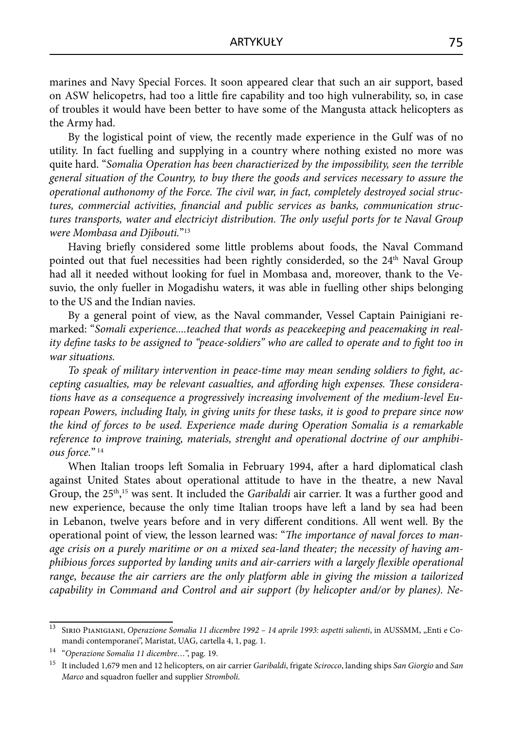marines and Navy Special Forces. It soon appeared clear that such an air support, based on ASW helicopetrs, had too a little fire capability and too high vulnerability, so, in case of troubles it would have been better to have some of the Mangusta attack helicopters as the Army had.

By the logistical point of view, the recently made experience in the Gulf was of no utility. In fact fuelling and supplying in a country where nothing existed no more was quite hard. "*Somalia Operation has been charactierized by the impossibility, seen the terrible general situation of the Country, to buy there the goods and services necessary to assure the operational authonomy of the Force. The civil war, in fact, completely destroyed social structures, commercial activities, financial and public services as banks, communication structures transports, water and electriciyt distribution. The only useful ports for te Naval Group were Mombasa and Djibouti.*"[13]

Having briefly considered some little problems about foods, the Naval Command pointed out that fuel necessities had been rightly considerded, so the 24th Naval Group had all it needed without looking for fuel in Mombasa and, moreover, thank to the Vesuvio, the only fueller in Mogadishu waters, it was able in fuelling other ships belonging to the US and the Indian navies.

By a general point of view, as the Naval commander, Vessel Captain Painigiani remarked: "*Somali experience....teached that words as peacekeeping and peacemaking in reality define tasks to be assigned to "peace-soldiers" who are called to operate and to fight too in war situations.*

*To speak of military intervention in peace-time may mean sending soldiers to fight, accepting casualties, may be relevant casualties, and affording high expenses. These considerations have as a consequence a progressively increasing involvement of the medium-level European Powers, including Italy, in giving units for these tasks, it is good to prepare since now the kind of forces to be used. Experience made during Operation Somalia is a remarkable reference to improve training, materials, strenght and operational doctrine of our amphibious force.*" [14]

When Italian troops left Somalia in February 1994, after a hard diplomatical clash against United States about operational attitude to have in the theatre, a new Naval Group, the 25th,[15] was sent. It included the *Garibaldi* air carrier. It was a further good and new experience, because the only time Italian troops have left a land by sea had been in Lebanon, twelve years before and in very different conditions. All went well. By the operational point of view, the lesson learned was: "*The importance of naval forces to manage crisis on a purely maritime or on a mixed sea-land theater; the necessity of having amphibious forces supported by landing units and air-carriers with a largely flexible operational range, because the air carriers are the only platform able in giving the mission a tailorized capability in Command and Control and air support (by helicopter and/or by planes). Ne-*

---

[13] Sirio Pianigiani, *Operazione Somalia 11 dicembre 1992 – 14 aprile 1993: aspetti salienti*, in AUSSMM, „Enti e Comandi contemporanei", Maristat, UAG, cartella 4, 1, pag. 1.

[14] "*Operazione Somalia 11 dicembre…*", pag. 19.

[15] It included 1,679 men and 12 helicopters, on air carrier *Garibaldi*, frigate *Scirocco*, landing ships *San Giorgio* and *San Marco* and squadron fueller and supplier *Stromboli*.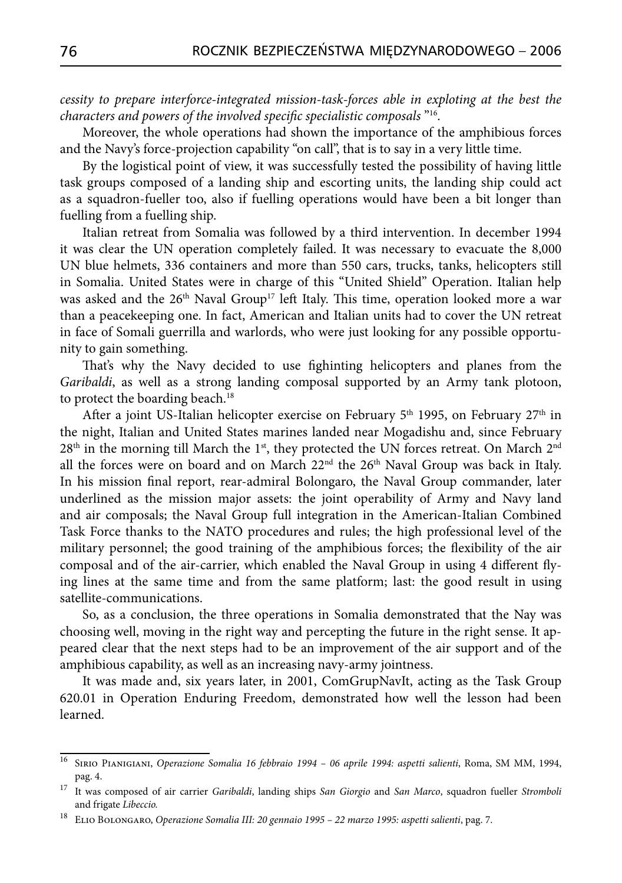*cessity to prepare interforce-integrated mission-task-forces able in exploting at the best the characters and powers of the involved specific specialistic composals* "[16].

Moreover, the whole operations had shown the importance of the amphibious forces and the Navy's force-projection capability "on call", that is to say in a very little time.

By the logistical point of view, it was successfully tested the possibility of having little task groups composed of a landing ship and escorting units, the landing ship could act as a squadron-fueller too, also if fuelling operations would have been a bit longer than fuelling from a fuelling ship.

Italian retreat from Somalia was followed by a third intervention. In december 1994 it was clear the UN operation completely failed. It was necessary to evacuate the 8,000 UN blue helmets, 336 containers and more than 550 cars, trucks, tanks, helicopters still in Somalia. United States were in charge of this "United Shield" Operation. Italian help was asked and the 26th Naval Group[17] left Italy. This time, operation looked more a war than a peacekeeping one. In fact, American and Italian units had to cover the UN retreat in face of Somali guerrilla and warlords, who were just looking for any possible opportunity to gain something.

That's why the Navy decided to use fighinting helicopters and planes from the *Garibaldi*, as well as a strong landing composal supported by an Army tank plotoon, to protect the boarding beach.[18]

After a joint US-Italian helicopter exercise on February 5th 1995, on February 27th in the night, Italian and United States marines landed near Mogadishu and, since February 28th in the morning till March the 1st, they protected the UN forces retreat. On March 2nd all the forces were on board and on March 22nd the 26th Naval Group was back in Italy. In his mission final report, rear-admiral Bolongaro, the Naval Group commander, later underlined as the mission major assets: the joint operability of Army and Navy land and air composals; the Naval Group full integration in the American-Italian Combined Task Force thanks to the NATO procedures and rules; the high professional level of the military personnel; the good training of the amphibious forces; the flexibility of the air composal and of the air-carrier, which enabled the Naval Group in using 4 different flying lines at the same time and from the same platform; last: the good result in using satellite-communications.

So, as a conclusion, the three operations in Somalia demonstrated that the Nay was choosing well, moving in the right way and percepting the future in the right sense. It appeared clear that the next steps had to be an improvement of the air support and of the amphibious capability, as well as an increasing navy-army jointness.

It was made and, six years later, in 2001, ComGrupNavIt, acting as the Task Group 620.01 in Operation Enduring Freedom, demonstrated how well the lesson had been learned.

---

[16] Sirio Pianigiani, *Operazione Somalia 16 febbraio 1994 – 06 aprile 1994: aspetti salienti*, Roma, SM MM, 1994, pag. 4.

[17] It was composed of air carrier *Garibaldi*, landing ships *San Giorgio* and *San Marco*, squadron fueller *Stromboli* and frigate *Libeccio.*

[18] Elio Bolongaro, *Operazione Somalia III: 20 gennaio 1995 – 22 marzo 1995: aspetti salienti*, pag. 7.